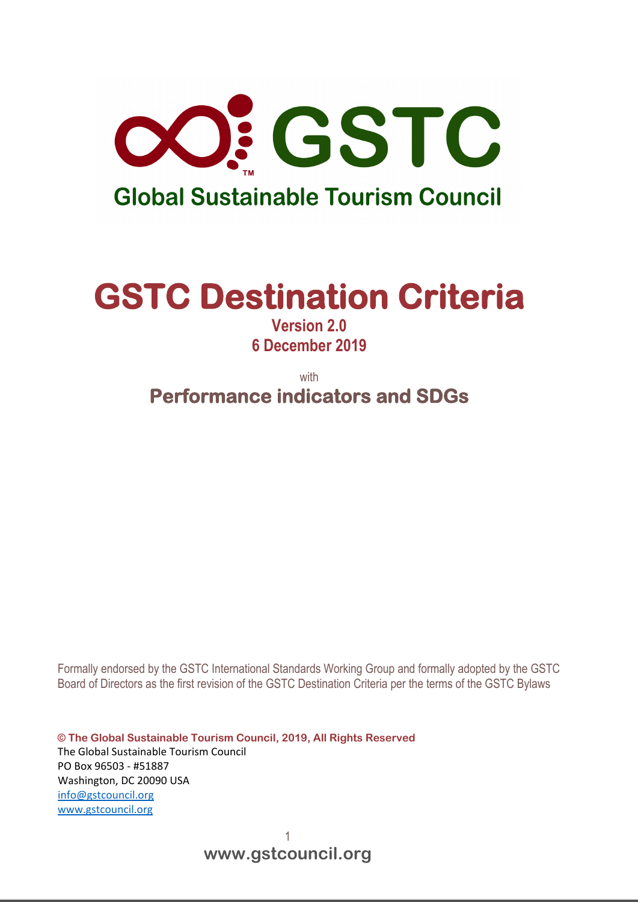# GSTC

**Global Sustainable Tourism Council**

# GSTC Destination Criteria

**Version 2.0**
**6 December 2019**

with

## Performance indicators and SDGs

Formally endorsed by the GSTC International Standards Working Group and formally adopted by the GSTC Board of Directors as the first revision of the GSTC Destination Criteria per the terms of the GSTC Bylaws

**© The Global Sustainable Tourism Council, 2019, All Rights Reserved**
The Global Sustainable Tourism Council
PO Box 96503 - #51887
Washington, DC 20090 USA
info@gstcouncil.org
www.gstcouncil.org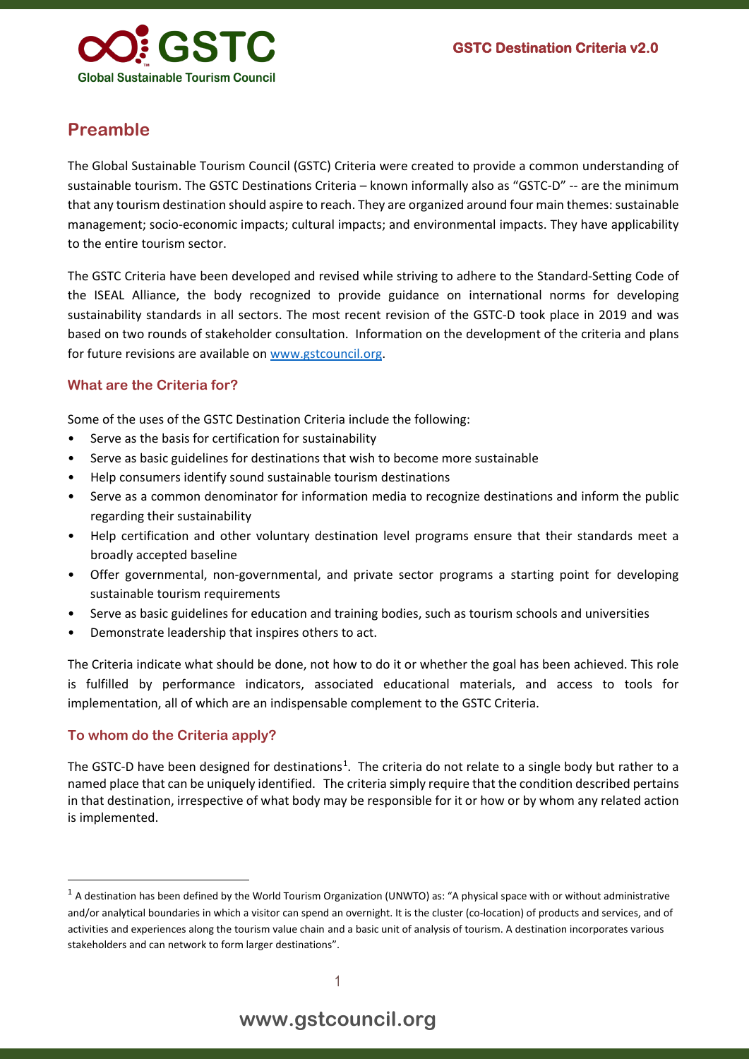## Preamble

The Global Sustainable Tourism Council (GSTC) Criteria were created to provide a common understanding of sustainable tourism. The GSTC Destinations Criteria – known informally also as "GSTC-D" -- are the minimum that any tourism destination should aspire to reach. They are organized around four main themes: sustainable management; socio-economic impacts; cultural impacts; and environmental impacts. They have applicability to the entire tourism sector.

The GSTC Criteria have been developed and revised while striving to adhere to the Standard-Setting Code of the ISEAL Alliance, the body recognized to provide guidance on international norms for developing sustainability standards in all sectors. The most recent revision of the GSTC-D took place in 2019 and was based on two rounds of stakeholder consultation. Information on the development of the criteria and plans for future revisions are available on www.gstcouncil.org.

### What are the Criteria for?

Some of the uses of the GSTC Destination Criteria include the following:

- Serve as the basis for certification for sustainability
- Serve as basic guidelines for destinations that wish to become more sustainable
- Help consumers identify sound sustainable tourism destinations
- Serve as a common denominator for information media to recognize destinations and inform the public regarding their sustainability
- Help certification and other voluntary destination level programs ensure that their standards meet a broadly accepted baseline
- Offer governmental, non-governmental, and private sector programs a starting point for developing sustainable tourism requirements
- Serve as basic guidelines for education and training bodies, such as tourism schools and universities
- Demonstrate leadership that inspires others to act.

The Criteria indicate what should be done, not how to do it or whether the goal has been achieved. This role is fulfilled by performance indicators, associated educational materials, and access to tools for implementation, all of which are an indispensable complement to the GSTC Criteria.

### To whom do the Criteria apply?

The GSTC-D have been designed for destinations[1]. The criteria do not relate to a single body but rather to a named place that can be uniquely identified. The criteria simply require that the condition described pertains in that destination, irrespective of what body may be responsible for it or how or by whom any related action is implemented.

[1] A destination has been defined by the World Tourism Organization (UNWTO) as: "A physical space with or without administrative and/or analytical boundaries in which a visitor can spend an overnight. It is the cluster (co-location) of products and services, and of activities and experiences along the tourism value chain and a basic unit of analysis of tourism. A destination incorporates various stakeholders and can network to form larger destinations".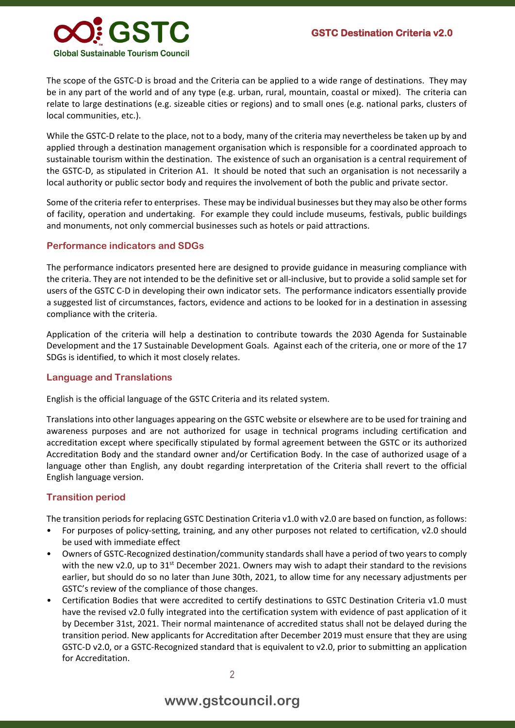The scope of the GSTC-D is broad and the Criteria can be applied to a wide range of destinations. They may be in any part of the world and of any type (e.g. urban, rural, mountain, coastal or mixed). The criteria can relate to large destinations (e.g. sizeable cities or regions) and to small ones (e.g. national parks, clusters of local communities, etc.).

While the GSTC-D relate to the place, not to a body, many of the criteria may nevertheless be taken up by and applied through a destination management organisation which is responsible for a coordinated approach to sustainable tourism within the destination. The existence of such an organisation is a central requirement of the GSTC-D, as stipulated in Criterion A1. It should be noted that such an organisation is not necessarily a local authority or public sector body and requires the involvement of both the public and private sector.

Some of the criteria refer to enterprises. These may be individual businesses but they may also be other forms of facility, operation and undertaking. For example they could include museums, festivals, public buildings and monuments, not only commercial businesses such as hotels or paid attractions.

## Performance indicators and SDGs

The performance indicators presented here are designed to provide guidance in measuring compliance with the criteria. They are not intended to be the definitive set or all-inclusive, but to provide a solid sample set for users of the GSTC C-D in developing their own indicator sets. The performance indicators essentially provide a suggested list of circumstances, factors, evidence and actions to be looked for in a destination in assessing compliance with the criteria.

Application of the criteria will help a destination to contribute towards the 2030 Agenda for Sustainable Development and the 17 Sustainable Development Goals. Against each of the criteria, one or more of the 17 SDGs is identified, to which it most closely relates.

## Language and Translations

English is the official language of the GSTC Criteria and its related system.

Translations into other languages appearing on the GSTC website or elsewhere are to be used for training and awareness purposes and are not authorized for usage in technical programs including certification and accreditation except where specifically stipulated by formal agreement between the GSTC or its authorized Accreditation Body and the standard owner and/or Certification Body. In the case of authorized usage of a language other than English, any doubt regarding interpretation of the Criteria shall revert to the official English language version.

## Transition period

The transition periods for replacing GSTC Destination Criteria v1.0 with v2.0 are based on function, as follows:

- For purposes of policy-setting, training, and any other purposes not related to certification, v2.0 should be used with immediate effect
- Owners of GSTC-Recognized destination/community standards shall have a period of two years to comply with the new v2.0, up to 31st December 2021. Owners may wish to adapt their standard to the revisions earlier, but should do so no later than June 30th, 2021, to allow time for any necessary adjustments per GSTC's review of the compliance of those changes.
- Certification Bodies that were accredited to certify destinations to GSTC Destination Criteria v1.0 must have the revised v2.0 fully integrated into the certification system with evidence of past application of it by December 31st, 2021. Their normal maintenance of accredited status shall not be delayed during the transition period. New applicants for Accreditation after December 2019 must ensure that they are using GSTC-D v2.0, or a GSTC-Recognized standard that is equivalent to v2.0, prior to submitting an application for Accreditation.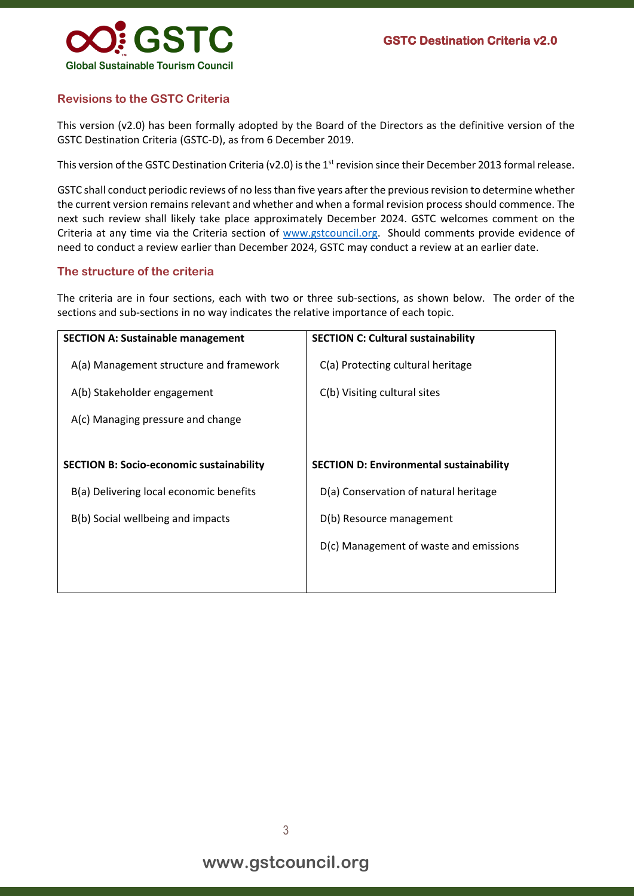## Revisions to the GSTC Criteria

This version (v2.0) has been formally adopted by the Board of the Directors as the definitive version of the GSTC Destination Criteria (GSTC-D), as from 6 December 2019.

This version of the GSTC Destination Criteria (v2.0) is the 1st revision since their December 2013 formal release.

GSTC shall conduct periodic reviews of no less than five years after the previous revision to determine whether the current version remains relevant and whether and when a formal revision process should commence. The next such review shall likely take place approximately December 2024. GSTC welcomes comment on the Criteria at any time via the Criteria section of www.gstcouncil.org. Should comments provide evidence of need to conduct a review earlier than December 2024, GSTC may conduct a review at an earlier date.

## The structure of the criteria

The criteria are in four sections, each with two or three sub-sections, as shown below. The order of the sections and sub-sections in no way indicates the relative importance of each topic.

| **SECTION A: Sustainable management** | **SECTION C: Cultural sustainability** |
|---|---|
| A(a) Management structure and framework | C(a) Protecting cultural heritage |
| A(b) Stakeholder engagement | C(b) Visiting cultural sites |
| A(c) Managing pressure and change | |
| **SECTION B: Socio-economic sustainability** | **SECTION D: Environmental sustainability** |
| B(a) Delivering local economic benefits | D(a) Conservation of natural heritage |
| B(b) Social wellbeing and impacts | D(b) Resource management |
| | D(c) Management of waste and emissions |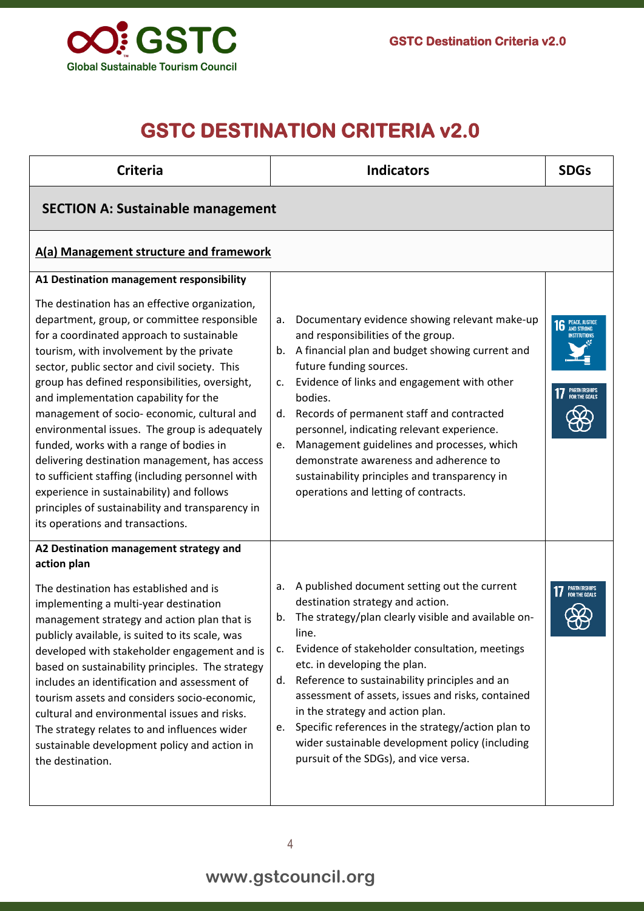# GSTC DESTINATION CRITERIA v2.0

| Criteria | Indicators | SDGs |
|---|---|---|
| **SECTION A: Sustainable management** | | |
| **A(a) Management structure and framework** | | |
| **A1 Destination management responsibility**<br><br>The destination has an effective organization, department, group, or committee responsible for a coordinated approach to sustainable tourism, with involvement by the private sector, public sector and civil society. This group has defined responsibilities, oversight, and implementation capability for the management of socio- economic, cultural and environmental issues. The group is adequately funded, works with a range of bodies in delivering destination management, has access to sufficient staffing (including personnel with experience in sustainability) and follows principles of sustainability and transparency in its operations and transactions. | a. Documentary evidence showing relevant make-up and responsibilities of the group.<br>b. A financial plan and budget showing current and future funding sources.<br>c. Evidence of links and engagement with other bodies.<br>d. Records of permanent staff and contracted personnel, indicating relevant experience.<br>e. Management guidelines and processes, which demonstrate awareness and adherence to sustainability principles and transparency in operations and letting of contracts. | 16 Peace, Justice and Strong Institutions<br>17 Partnerships for the Goals |
| **A2 Destination management strategy and action plan**<br><br>The destination has established and is implementing a multi-year destination management strategy and action plan that is publicly available, is suited to its scale, was developed with stakeholder engagement and is based on sustainability principles. The strategy includes an identification and assessment of tourism assets and considers socio-economic, cultural and environmental issues and risks. The strategy relates to and influences wider sustainable development policy and action in the destination. | a. A published document setting out the current destination strategy and action.<br>b. The strategy/plan clearly visible and available on-line.<br>c. Evidence of stakeholder consultation, meetings etc. in developing the plan.<br>d. Reference to sustainability principles and an assessment of assets, issues and risks, contained in the strategy and action plan.<br>e. Specific references in the strategy/action plan to wider sustainable development policy (including pursuit of the SDGs), and vice versa. | 17 Partnerships for the Goals |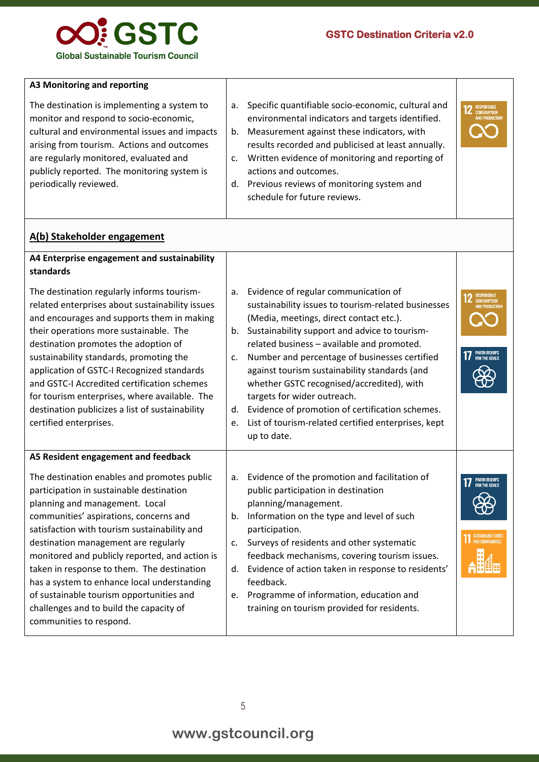| | | |
|---|---|---|
| **A3 Monitoring and reporting**<br><br>The destination is implementing a system to monitor and respond to socio-economic, cultural and environmental issues and impacts arising from tourism. Actions and outcomes are regularly monitored, evaluated and publicly reported. The monitoring system is periodically reviewed. | a. Specific quantifiable socio-economic, cultural and environmental indicators and targets identified.<br>b. Measurement against these indicators, with results recorded and publicised at least annually.<br>c. Written evidence of monitoring and reporting of actions and outcomes.<br>d. Previous reviews of monitoring system and schedule for future reviews. | 12 RESPONSIBLE CONSUMPTION AND PRODUCTION |
| **A(b) Stakeholder engagement** | | |
| **A4 Enterprise engagement and sustainability standards**<br><br>The destination regularly informs tourism-related enterprises about sustainability issues and encourages and supports them in making their operations more sustainable. The destination promotes the adoption of sustainability standards, promoting the application of GSTC-I Recognized standards and GSTC-I Accredited certification schemes for tourism enterprises, where available. The destination publicizes a list of sustainability certified enterprises. | a. Evidence of regular communication of sustainability issues to tourism-related businesses (Media, meetings, direct contact etc.).<br>b. Sustainability support and advice to tourism-related business – available and promoted.<br>c. Number and percentage of businesses certified against tourism sustainability standards (and whether GSTC recognised/accredited), with targets for wider outreach.<br>d. Evidence of promotion of certification schemes.<br>e. List of tourism-related certified enterprises, kept up to date. | 12 RESPONSIBLE CONSUMPTION AND PRODUCTION<br>17 PARTNERSHIPS FOR THE GOALS |
| **A5 Resident engagement and feedback**<br><br>The destination enables and promotes public participation in sustainable destination planning and management. Local communities' aspirations, concerns and satisfaction with tourism sustainability and destination management are regularly monitored and publicly reported, and action is taken in response to them. The destination has a system to enhance local understanding of sustainable tourism opportunities and challenges and to build the capacity of communities to respond. | a. Evidence of the promotion and facilitation of public participation in destination planning/management.<br>b. Information on the type and level of such participation.<br>c. Surveys of residents and other systematic feedback mechanisms, covering tourism issues.<br>d. Evidence of action taken in response to residents' feedback.<br>e. Programme of information, education and training on tourism provided for residents. | 17 PARTNERSHIPS FOR THE GOALS<br>11 SUSTAINABLE CITIES AND COMMUNITIES |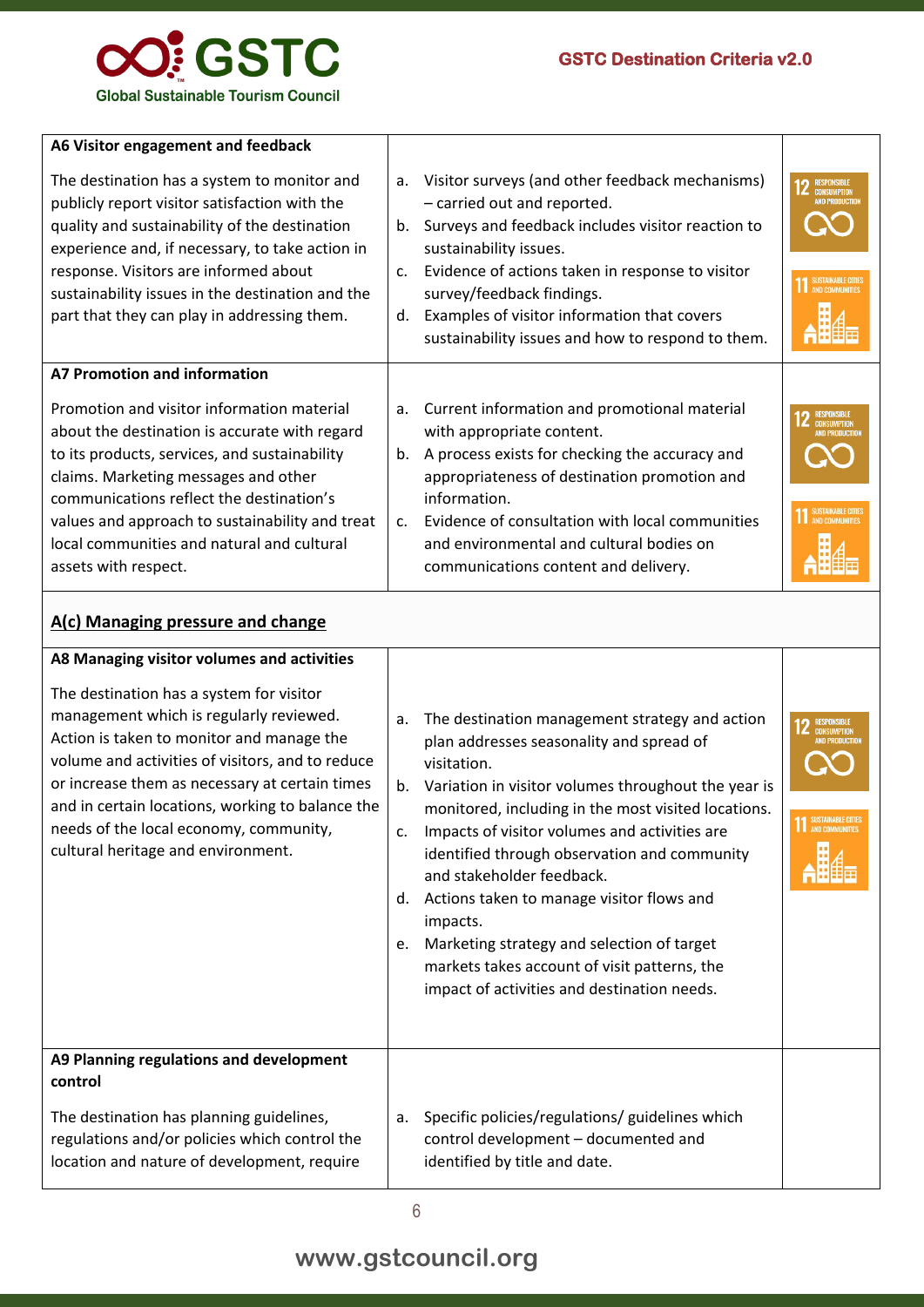| | | |
|---|---|---|
| **A6 Visitor engagement and feedback**<br><br>The destination has a system to monitor and publicly report visitor satisfaction with the quality and sustainability of the destination experience and, if necessary, to take action in response. Visitors are informed about sustainability issues in the destination and the part that they can play in addressing them. | a. Visitor surveys (and other feedback mechanisms) – carried out and reported.<br>b. Surveys and feedback includes visitor reaction to sustainability issues.<br>c. Evidence of actions taken in response to visitor survey/feedback findings.<br>d. Examples of visitor information that covers sustainability issues and how to respond to them. | 12 RESPONSIBLE CONSUMPTION AND PRODUCTION<br>11 SUSTAINABLE CITIES AND COMMUNITIES |
| **A7 Promotion and information**<br><br>Promotion and visitor information material about the destination is accurate with regard to its products, services, and sustainability claims. Marketing messages and other communications reflect the destination's values and approach to sustainability and treat local communities and natural and cultural assets with respect. | a. Current information and promotional material with appropriate content.<br>b. A process exists for checking the accuracy and appropriateness of destination promotion and information.<br>c. Evidence of consultation with local communities and environmental and cultural bodies on communications content and delivery. | 12 RESPONSIBLE CONSUMPTION AND PRODUCTION<br>11 SUSTAINABLE CITIES AND COMMUNITIES |
| **<u>A(c) Managing pressure and change</u>** | | |
| **A8 Managing visitor volumes and activities**<br><br>The destination has a system for visitor management which is regularly reviewed. Action is taken to monitor and manage the volume and activities of visitors, and to reduce or increase them as necessary at certain times and in certain locations, working to balance the needs of the local economy, community, cultural heritage and environment. | a. The destination management strategy and action plan addresses seasonality and spread of visitation.<br>b. Variation in visitor volumes throughout the year is monitored, including in the most visited locations.<br>c. Impacts of visitor volumes and activities are identified through observation and community and stakeholder feedback.<br>d. Actions taken to manage visitor flows and impacts.<br>e. Marketing strategy and selection of target markets takes account of visit patterns, the impact of activities and destination needs. | 12 RESPONSIBLE CONSUMPTION AND PRODUCTION<br>11 SUSTAINABLE CITIES AND COMMUNITIES |
| **A9 Planning regulations and development control**<br><br>The destination has planning guidelines, regulations and/or policies which control the location and nature of development, require | a. Specific policies/regulations/ guidelines which control development – documented and identified by title and date. | |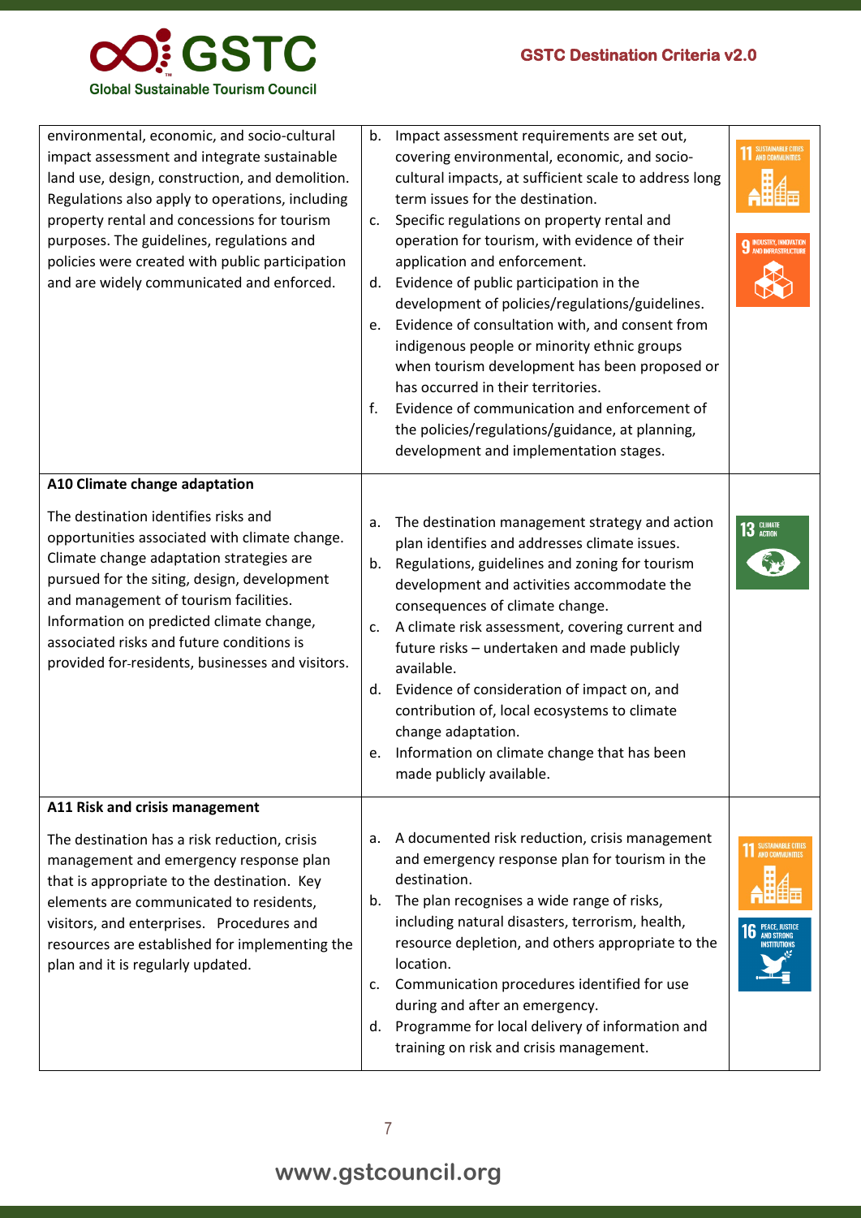| | | |
|---|---|---|
| environmental, economic, and socio-cultural impact assessment and integrate sustainable land use, design, construction, and demolition. Regulations also apply to operations, including property rental and concessions for tourism purposes. The guidelines, regulations and policies were created with public participation and are widely communicated and enforced. | b. Impact assessment requirements are set out, covering environmental, economic, and socio-cultural impacts, at sufficient scale to address long term issues for the destination.<br>c. Specific regulations on property rental and operation for tourism, with evidence of their application and enforcement.<br>d. Evidence of public participation in the development of policies/regulations/guidelines.<br>e. Evidence of consultation with, and consent from indigenous people or minority ethnic groups when tourism development has been proposed or has occurred in their territories.<br>f. Evidence of communication and enforcement of the policies/regulations/guidance, at planning, development and implementation stages. | 11 SUSTAINABLE CITIES AND COMMUNITIES<br>9 INDUSTRY, INNOVATION AND INFRASTRUCTURE |
| **A10 Climate change adaptation**<br><br>The destination identifies risks and opportunities associated with climate change. Climate change adaptation strategies are pursued for the siting, design, development and management of tourism facilities. Information on predicted climate change, associated risks and future conditions is provided for-residents, businesses and visitors. | a. The destination management strategy and action plan identifies and addresses climate issues.<br>b. Regulations, guidelines and zoning for tourism development and activities accommodate the consequences of climate change.<br>c. A climate risk assessment, covering current and future risks – undertaken and made publicly available.<br>d. Evidence of consideration of impact on, and contribution of, local ecosystems to climate change adaptation.<br>e. Information on climate change that has been made publicly available. | 13 CLIMATE ACTION |
| **A11 Risk and crisis management**<br><br>The destination has a risk reduction, crisis management and emergency response plan that is appropriate to the destination. Key elements are communicated to residents, visitors, and enterprises. Procedures and resources are established for implementing the plan and it is regularly updated. | a. A documented risk reduction, crisis management and emergency response plan for tourism in the destination.<br>b. The plan recognises a wide range of risks, including natural disasters, terrorism, health, resource depletion, and others appropriate to the location.<br>c. Communication procedures identified for use during and after an emergency.<br>d. Programme for local delivery of information and training on risk and crisis management. | 11 SUSTAINABLE CITIES AND COMMUNITIES<br>16 PEACE, JUSTICE AND STRONG INSTITUTIONS |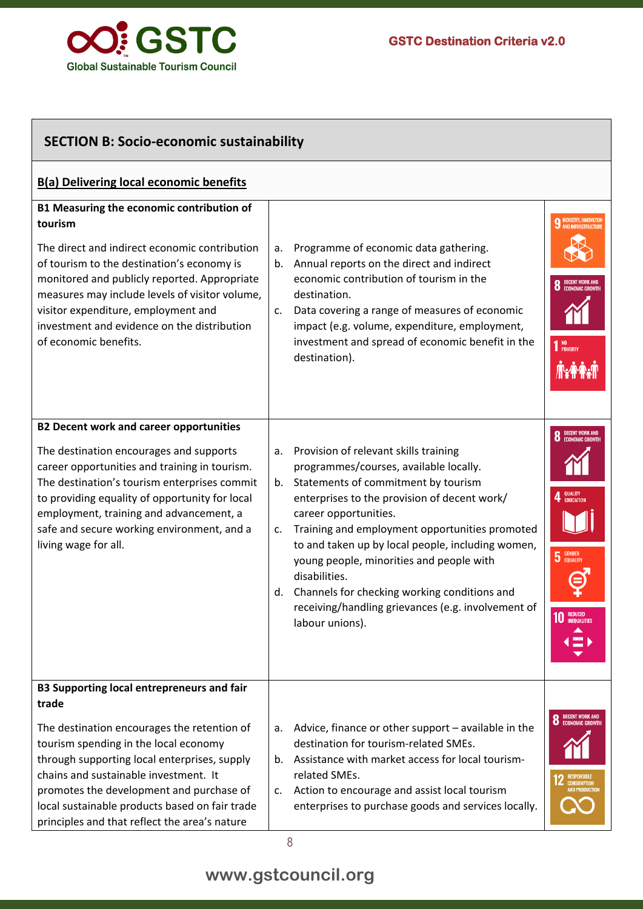## SECTION B: Socio-economic sustainability

### B(a) Delivering local economic benefits

| Criterion | Indicators | SDGs |
|---|---|---|
| **B1 Measuring the economic contribution of tourism**<br><br>The direct and indirect economic contribution of tourism to the destination's economy is monitored and publicly reported. Appropriate measures may include levels of visitor volume, visitor expenditure, employment and investment and evidence on the distribution of economic benefits. | a. Programme of economic data gathering.<br>b. Annual reports on the direct and indirect economic contribution of tourism in the destination.<br>c. Data covering a range of measures of economic impact (e.g. volume, expenditure, employment, investment and spread of economic benefit in the destination). | 9 Industry, Innovation and Infrastructure<br>8 Decent Work and Economic Growth<br>1 No Poverty |
| **B2 Decent work and career opportunities**<br><br>The destination encourages and supports career opportunities and training in tourism. The destination's tourism enterprises commit to providing equality of opportunity for local employment, training and advancement, a safe and secure working environment, and a living wage for all. | a. Provision of relevant skills training programmes/courses, available locally.<br>b. Statements of commitment by tourism enterprises to the provision of decent work/ career opportunities.<br>c. Training and employment opportunities promoted to and taken up by local people, including women, young people, minorities and people with disabilities.<br>d. Channels for checking working conditions and receiving/handling grievances (e.g. involvement of labour unions). | 8 Decent Work and Economic Growth<br>4 Quality Education<br>5 Gender Equality<br>10 Reduced Inequalities |
| **B3 Supporting local entrepreneurs and fair trade**<br><br>The destination encourages the retention of tourism spending in the local economy through supporting local enterprises, supply chains and sustainable investment. It promotes the development and purchase of local sustainable products based on fair trade principles and that reflect the area's nature | a. Advice, finance or other support – available in the destination for tourism-related SMEs.<br>b. Assistance with market access for local tourism-related SMEs.<br>c. Action to encourage and assist local tourism enterprises to purchase goods and services locally. | 8 Decent Work and Economic Growth<br>12 Responsible Consumption and Production |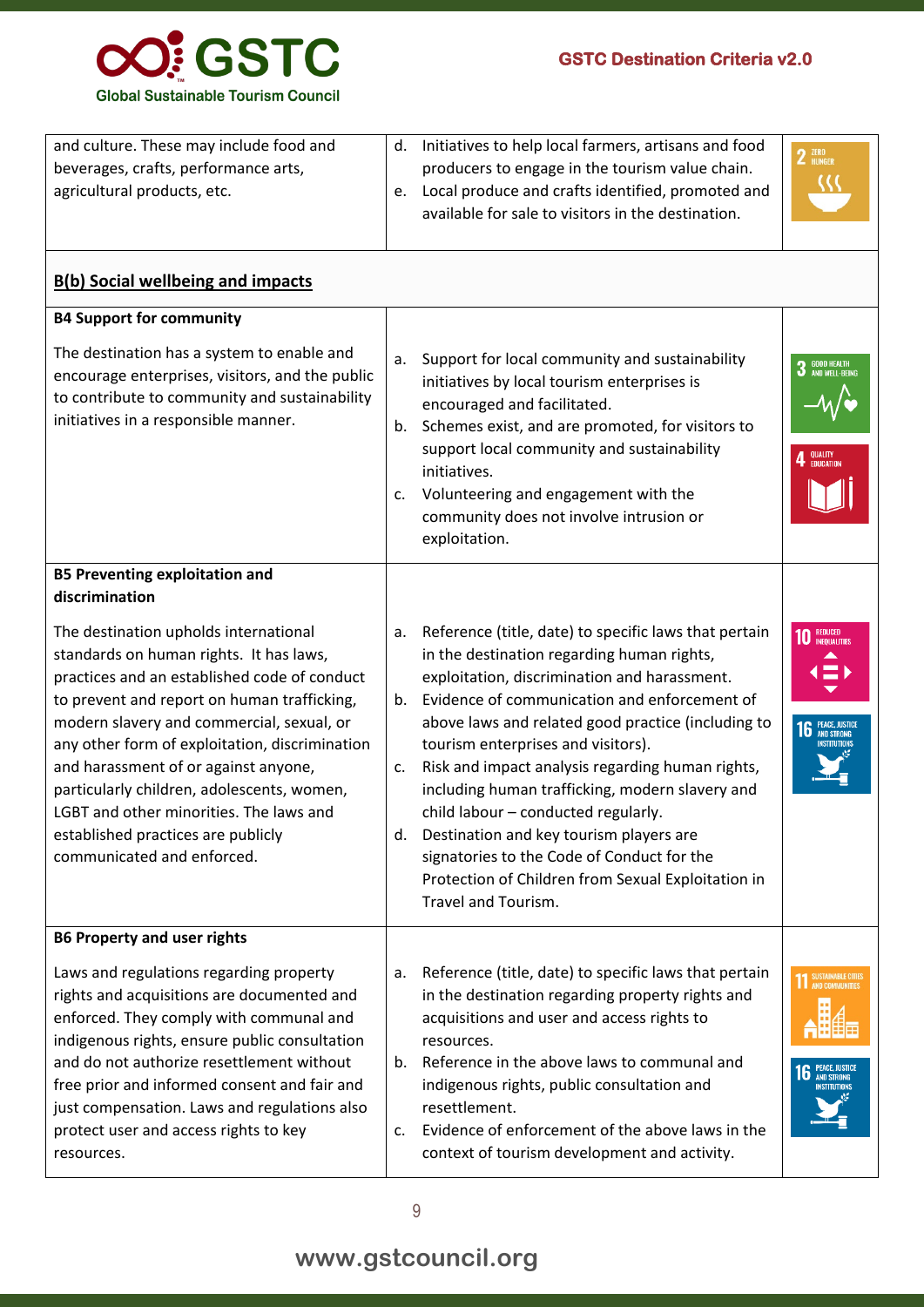| | | |
|---|---|---|
| and culture. These may include food and beverages, crafts, performance arts, agricultural products, etc. | d. Initiatives to help local farmers, artisans and food producers to engage in the tourism value chain.<br>e. Local produce and crafts identified, promoted and available for sale to visitors in the destination. | 2 ZERO HUNGER |
| **B(b) Social wellbeing and impacts** | | |
| **B4 Support for community**<br><br>The destination has a system to enable and encourage enterprises, visitors, and the public to contribute to community and sustainability initiatives in a responsible manner. | a. Support for local community and sustainability initiatives by local tourism enterprises is encouraged and facilitated.<br>b. Schemes exist, and are promoted, for visitors to support local community and sustainability initiatives.<br>c. Volunteering and engagement with the community does not involve intrusion or exploitation. | 3 GOOD HEALTH AND WELL-BEING<br>4 QUALITY EDUCATION |
| **B5 Preventing exploitation and discrimination**<br><br>The destination upholds international standards on human rights. It has laws, practices and an established code of conduct to prevent and report on human trafficking, modern slavery and commercial, sexual, or any other form of exploitation, discrimination and harassment of or against anyone, particularly children, adolescents, women, LGBT and other minorities. The laws and established practices are publicly communicated and enforced. | a. Reference (title, date) to specific laws that pertain in the destination regarding human rights, exploitation, discrimination and harassment.<br>b. Evidence of communication and enforcement of above laws and related good practice (including to tourism enterprises and visitors).<br>c. Risk and impact analysis regarding human rights, including human trafficking, modern slavery and child labour – conducted regularly.<br>d. Destination and key tourism players are signatories to the Code of Conduct for the Protection of Children from Sexual Exploitation in Travel and Tourism. | 10 REDUCED INEQUALITIES<br>16 PEACE, JUSTICE AND STRONG INSTITUTIONS |
| **B6 Property and user rights**<br><br>Laws and regulations regarding property rights and acquisitions are documented and enforced. They comply with communal and indigenous rights, ensure public consultation and do not authorize resettlement without free prior and informed consent and fair and just compensation. Laws and regulations also protect user and access rights to key resources. | a. Reference (title, date) to specific laws that pertain in the destination regarding property rights and acquisitions and user and access rights to resources.<br>b. Reference in the above laws to communal and indigenous rights, public consultation and resettlement.<br>c. Evidence of enforcement of the above laws in the context of tourism development and activity. | 11 SUSTAINABLE CITIES AND COMMUNITIES<br>16 PEACE, JUSTICE AND STRONG INSTITUTIONS |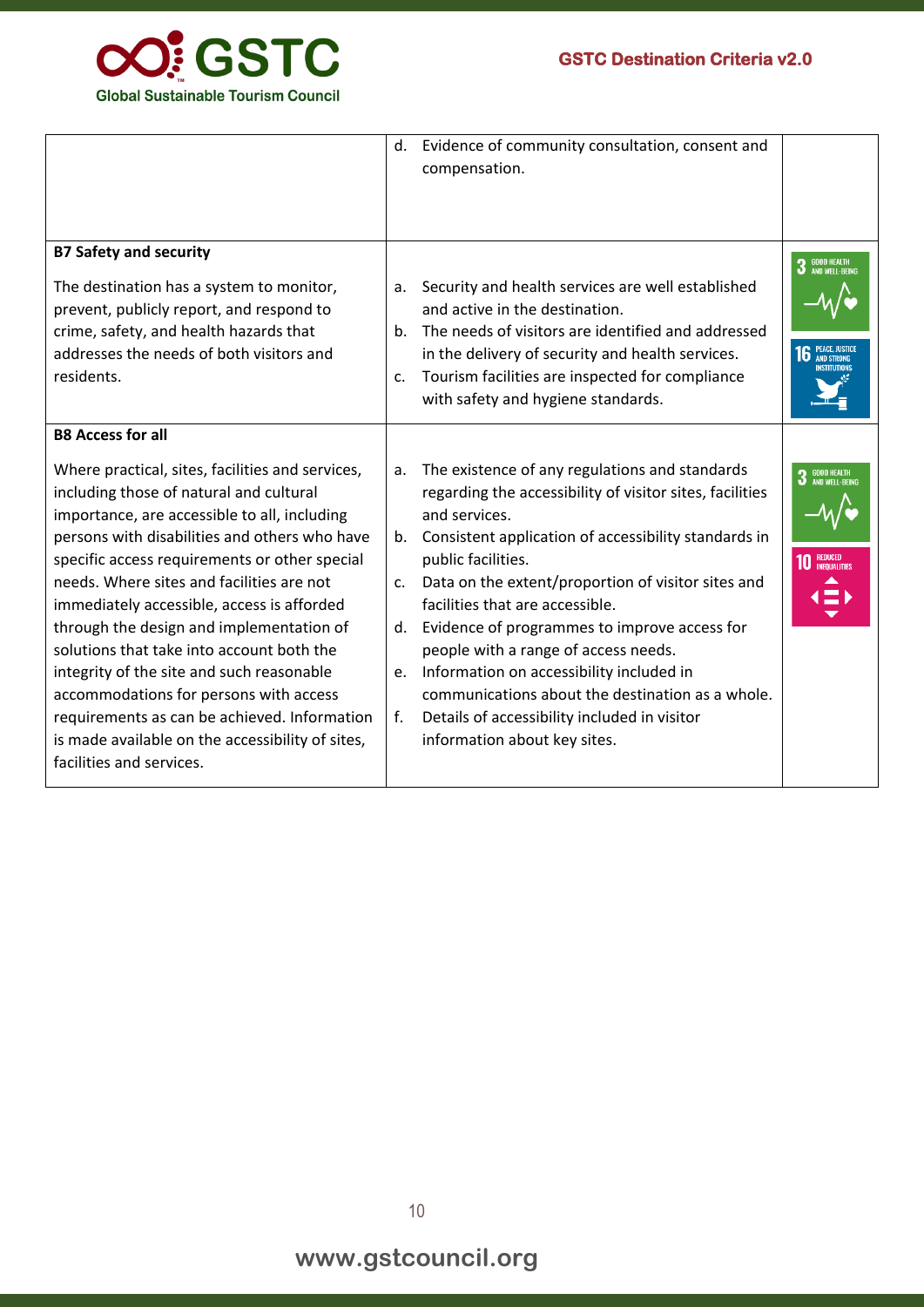| | | |
|---|---|---|
| | d. Evidence of community consultation, consent and compensation. | |
| **B7 Safety and security**<br><br>The destination has a system to monitor, prevent, publicly report, and respond to crime, safety, and health hazards that addresses the needs of both visitors and residents. | a. Security and health services are well established and active in the destination.<br>b. The needs of visitors are identified and addressed in the delivery of security and health services.<br>c. Tourism facilities are inspected for compliance with safety and hygiene standards. | 3 GOOD HEALTH AND WELL-BEING<br>16 PEACE, JUSTICE AND STRONG INSTITUTIONS |
| **B8 Access for all**<br><br>Where practical, sites, facilities and services, including those of natural and cultural importance, are accessible to all, including persons with disabilities and others who have specific access requirements or other special needs. Where sites and facilities are not immediately accessible, access is afforded through the design and implementation of solutions that take into account both the integrity of the site and such reasonable accommodations for persons with access requirements as can be achieved. Information is made available on the accessibility of sites, facilities and services. | a. The existence of any regulations and standards regarding the accessibility of visitor sites, facilities and services.<br>b. Consistent application of accessibility standards in public facilities.<br>c. Data on the extent/proportion of visitor sites and facilities that are accessible.<br>d. Evidence of programmes to improve access for people with a range of access needs.<br>e. Information on accessibility included in communications about the destination as a whole.<br>f. Details of accessibility included in visitor information about key sites. | 3 GOOD HEALTH AND WELL-BEING<br>10 REDUCED INEQUALITIES |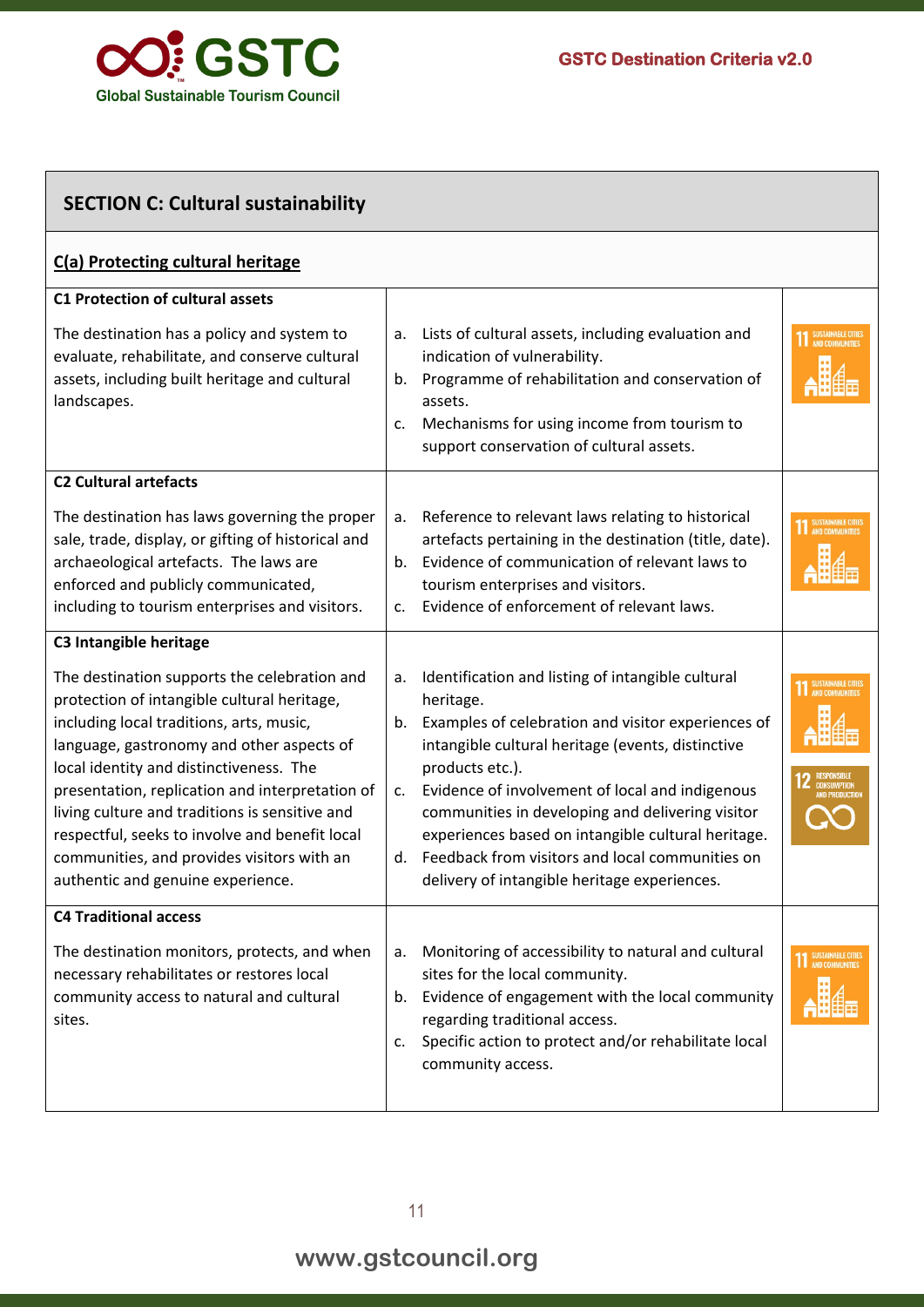## SECTION C: Cultural sustainability

### C(a) Protecting cultural heritage

| Criterion | Indicators | SDGs |
| --- | --- | --- |
| **C1 Protection of cultural assets**<br><br>The destination has a policy and system to evaluate, rehabilitate, and conserve cultural assets, including built heritage and cultural landscapes. | a. Lists of cultural assets, including evaluation and indication of vulnerability.<br>b. Programme of rehabilitation and conservation of assets.<br>c. Mechanisms for using income from tourism to support conservation of cultural assets. | 11 Sustainable Cities and Communities |
| **C2 Cultural artefacts**<br><br>The destination has laws governing the proper sale, trade, display, or gifting of historical and archaeological artefacts. The laws are enforced and publicly communicated, including to tourism enterprises and visitors. | a. Reference to relevant laws relating to historical artefacts pertaining in the destination (title, date).<br>b. Evidence of communication of relevant laws to tourism enterprises and visitors.<br>c. Evidence of enforcement of relevant laws. | 11 Sustainable Cities and Communities |
| **C3 Intangible heritage**<br><br>The destination supports the celebration and protection of intangible cultural heritage, including local traditions, arts, music, language, gastronomy and other aspects of local identity and distinctiveness. The presentation, replication and interpretation of living culture and traditions is sensitive and respectful, seeks to involve and benefit local communities, and provides visitors with an authentic and genuine experience. | a. Identification and listing of intangible cultural heritage.<br>b. Examples of celebration and visitor experiences of intangible cultural heritage (events, distinctive products etc.).<br>c. Evidence of involvement of local and indigenous communities in developing and delivering visitor experiences based on intangible cultural heritage.<br>d. Feedback from visitors and local communities on delivery of intangible heritage experiences. | 11 Sustainable Cities and Communities<br>12 Responsible Consumption and Production |
| **C4 Traditional access**<br><br>The destination monitors, protects, and when necessary rehabilitates or restores local community access to natural and cultural sites. | a. Monitoring of accessibility to natural and cultural sites for the local community.<br>b. Evidence of engagement with the local community regarding traditional access.<br>c. Specific action to protect and/or rehabilitate local community access. | 11 Sustainable Cities and Communities |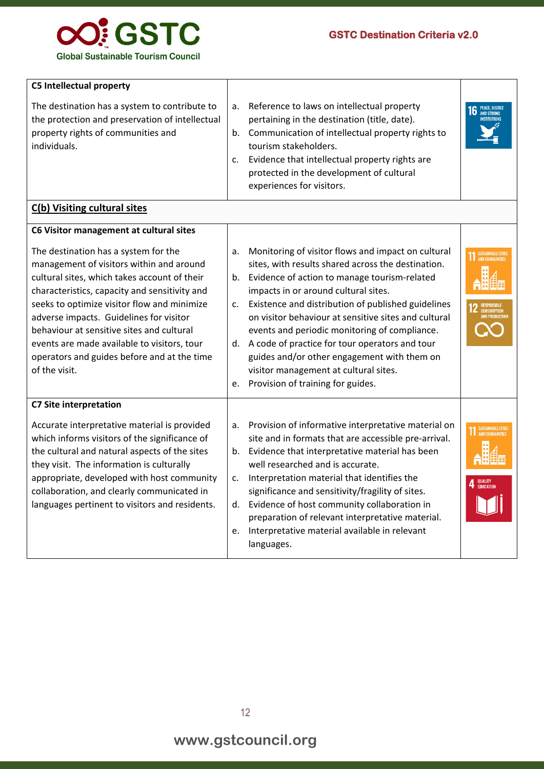| Criteria | Indicators | SDGs |
|---|---|---|
| **C5 Intellectual property**<br><br>The destination has a system to contribute to the protection and preservation of intellectual property rights of communities and individuals. | a. Reference to laws on intellectual property pertaining in the destination (title, date).<br>b. Communication of intellectual property rights to tourism stakeholders.<br>c. Evidence that intellectual property rights are protected in the development of cultural experiences for visitors. | 16 PEACE, JUSTICE AND STRONG INSTITUTIONS |
| **C(b) Visiting cultural sites** | | |
| **C6 Visitor management at cultural sites**<br><br>The destination has a system for the management of visitors within and around cultural sites, which takes account of their characteristics, capacity and sensitivity and seeks to optimize visitor flow and minimize adverse impacts. Guidelines for visitor behaviour at sensitive sites and cultural events are made available to visitors, tour operators and guides before and at the time of the visit. | a. Monitoring of visitor flows and impact on cultural sites, with results shared across the destination.<br>b. Evidence of action to manage tourism-related impacts in or around cultural sites.<br>c. Existence and distribution of published guidelines on visitor behaviour at sensitive sites and cultural events and periodic monitoring of compliance.<br>d. A code of practice for tour operators and tour guides and/or other engagement with them on visitor management at cultural sites.<br>e. Provision of training for guides. | 11 SUSTAINABLE CITIES AND COMMUNITIES<br>12 RESPONSIBLE CONSUMPTION AND PRODUCTION |
| **C7 Site interpretation**<br><br>Accurate interpretative material is provided which informs visitors of the significance of the cultural and natural aspects of the sites they visit. The information is culturally appropriate, developed with host community collaboration, and clearly communicated in languages pertinent to visitors and residents. | a. Provision of informative interpretative material on site and in formats that are accessible pre-arrival.<br>b. Evidence that interpretative material has been well researched and is accurate.<br>c. Interpretation material that identifies the significance and sensitivity/fragility of sites.<br>d. Evidence of host community collaboration in preparation of relevant interpretative material.<br>e. Interpretative material available in relevant languages. | 11 SUSTAINABLE CITIES AND COMMUNITIES<br>4 QUALITY EDUCATION |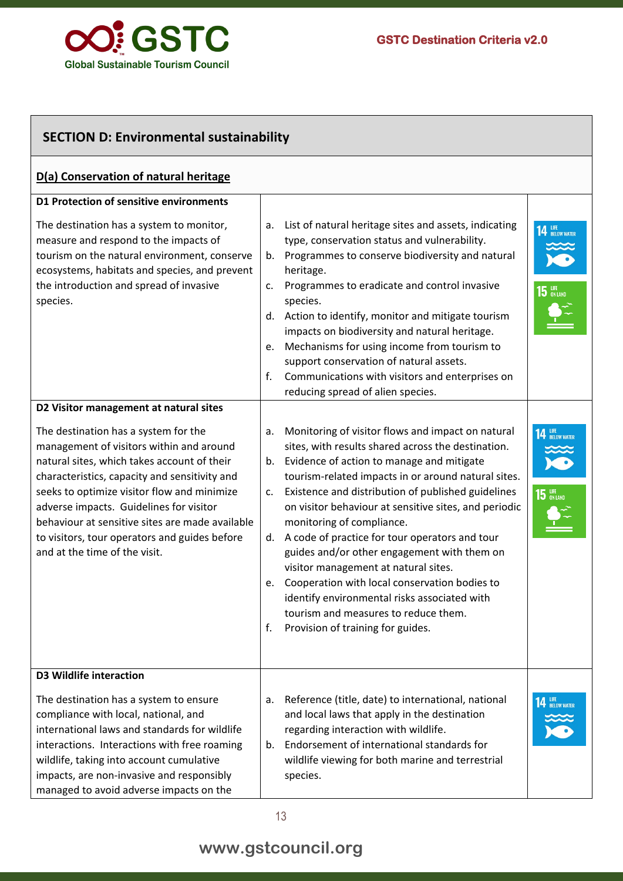## SECTION D: Environmental sustainability

### D(a) Conservation of natural heritage

| Criterion | Indicators | SDGs |
| --- | --- | --- |
| **D1 Protection of sensitive environments**<br><br>The destination has a system to monitor, measure and respond to the impacts of tourism on the natural environment, conserve ecosystems, habitats and species, and prevent the introduction and spread of invasive species. | a. List of natural heritage sites and assets, indicating type, conservation status and vulnerability.<br>b. Programmes to conserve biodiversity and natural heritage.<br>c. Programmes to eradicate and control invasive species.<br>d. Action to identify, monitor and mitigate tourism impacts on biodiversity and natural heritage.<br>e. Mechanisms for using income from tourism to support conservation of natural assets.<br>f. Communications with visitors and enterprises on reducing spread of alien species. | 14 LIFE BELOW WATER<br>15 LIFE ON LAND |
| **D2 Visitor management at natural sites**<br><br>The destination has a system for the management of visitors within and around natural sites, which takes account of their characteristics, capacity and sensitivity and seeks to optimize visitor flow and minimize adverse impacts. Guidelines for visitor behaviour at sensitive sites are made available to visitors, tour operators and guides before and at the time of the visit. | a. Monitoring of visitor flows and impact on natural sites, with results shared across the destination.<br>b. Evidence of action to manage and mitigate tourism-related impacts in or around natural sites.<br>c. Existence and distribution of published guidelines on visitor behaviour at sensitive sites, and periodic monitoring of compliance.<br>d. A code of practice for tour operators and tour guides and/or other engagement with them on visitor management at natural sites.<br>e. Cooperation with local conservation bodies to identify environmental risks associated with tourism and measures to reduce them.<br>f. Provision of training for guides. | 14 LIFE BELOW WATER<br>15 LIFE ON LAND |
| **D3 Wildlife interaction**<br><br>The destination has a system to ensure compliance with local, national, and international laws and standards for wildlife interactions. Interactions with free roaming wildlife, taking into account cumulative impacts, are non-invasive and responsibly managed to avoid adverse impacts on the | a. Reference (title, date) to international, national and local laws that apply in the destination regarding interaction with wildlife.<br>b. Endorsement of international standards for wildlife viewing for both marine and terrestrial species. | 14 LIFE BELOW WATER |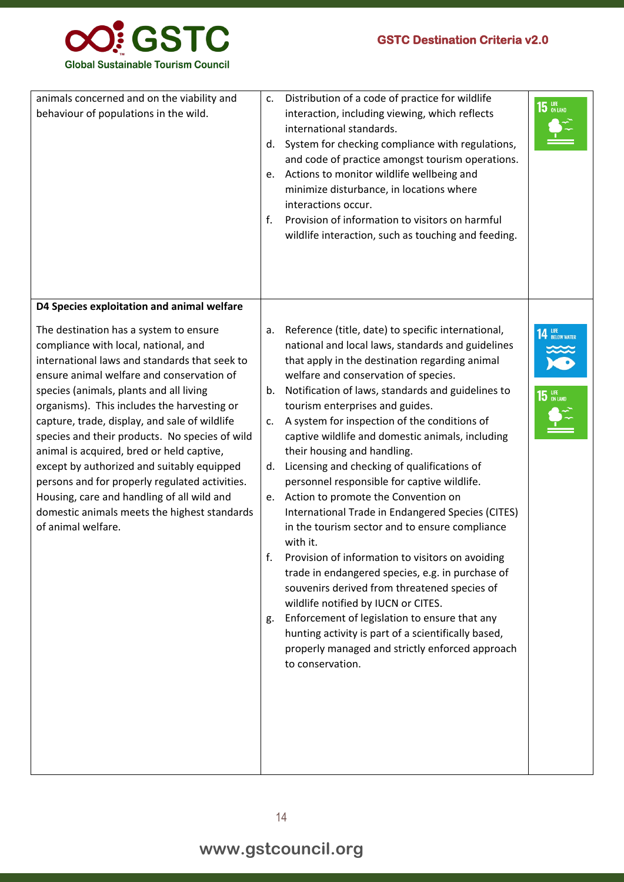| | | |
|---|---|---|
| animals concerned and on the viability and behaviour of populations in the wild. | c. Distribution of a code of practice for wildlife interaction, including viewing, which reflects international standards.<br>d. System for checking compliance with regulations, and code of practice amongst tourism operations.<br>e. Actions to monitor wildlife wellbeing and minimize disturbance, in locations where interactions occur.<br>f. Provision of information to visitors on harmful wildlife interaction, such as touching and feeding. | 15 LIFE ON LAND |
| **D4 Species exploitation and animal welfare**<br><br>The destination has a system to ensure compliance with local, national, and international laws and standards that seek to ensure animal welfare and conservation of species (animals, plants and all living organisms). This includes the harvesting or capture, trade, display, and sale of wildlife species and their products. No species of wild animal is acquired, bred or held captive, except by authorized and suitably equipped persons and for properly regulated activities. Housing, care and handling of all wild and domestic animals meets the highest standards of animal welfare. | a. Reference (title, date) to specific international, national and local laws, standards and guidelines that apply in the destination regarding animal welfare and conservation of species.<br>b. Notification of laws, standards and guidelines to tourism enterprises and guides.<br>c. A system for inspection of the conditions of captive wildlife and domestic animals, including their housing and handling.<br>d. Licensing and checking of qualifications of personnel responsible for captive wildlife.<br>e. Action to promote the Convention on International Trade in Endangered Species (CITES) in the tourism sector and to ensure compliance with it.<br>f. Provision of information to visitors on avoiding trade in endangered species, e.g. in purchase of souvenirs derived from threatened species of wildlife notified by IUCN or CITES.<br>g. Enforcement of legislation to ensure that any hunting activity is part of a scientifically based, properly managed and strictly enforced approach to conservation. | 14 LIFE BELOW WATER<br>15 LIFE ON LAND |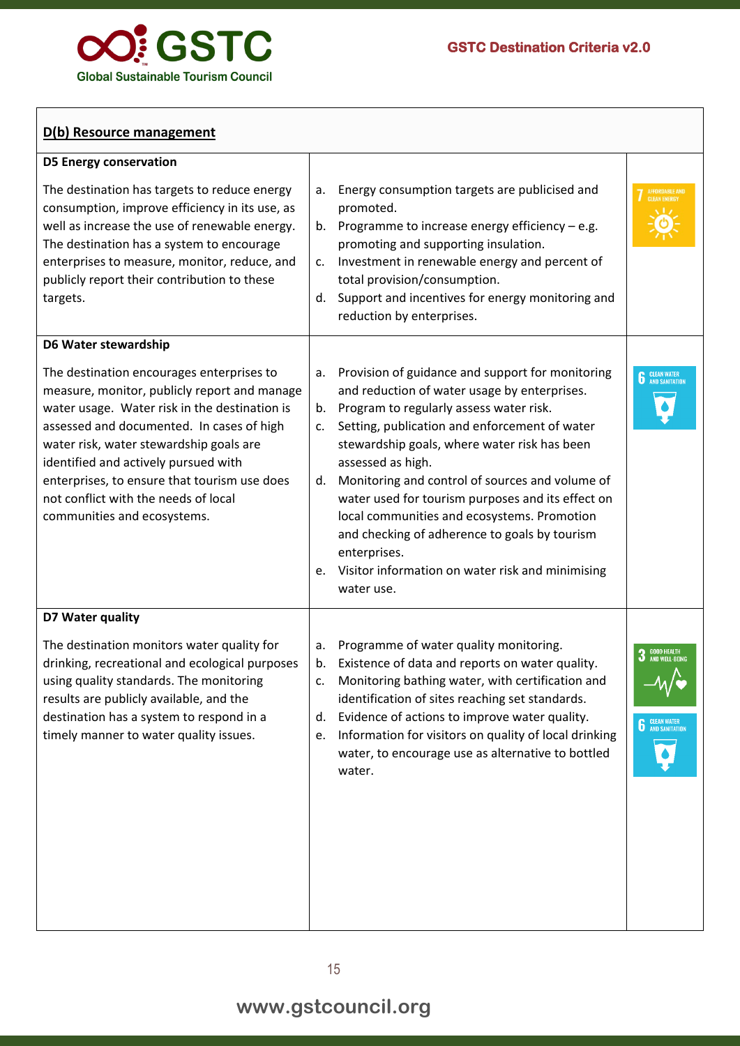## D(b) Resource management

| Criteria | Indicators | SDGs |
|---|---|---|
| **D5 Energy conservation**<br><br>The destination has targets to reduce energy consumption, improve efficiency in its use, as well as increase the use of renewable energy. The destination has a system to encourage enterprises to measure, monitor, reduce, and publicly report their contribution to these targets. | a. Energy consumption targets are publicised and promoted.<br>b. Programme to increase energy efficiency – e.g. promoting and supporting insulation.<br>c. Investment in renewable energy and percent of total provision/consumption.<br>d. Support and incentives for energy monitoring and reduction by enterprises. | 7 AFFORDABLE AND CLEAN ENERGY |
| **D6 Water stewardship**<br><br>The destination encourages enterprises to measure, monitor, publicly report and manage water usage. Water risk in the destination is assessed and documented. In cases of high water risk, water stewardship goals are identified and actively pursued with enterprises, to ensure that tourism use does not conflict with the needs of local communities and ecosystems. | a. Provision of guidance and support for monitoring and reduction of water usage by enterprises.<br>b. Program to regularly assess water risk.<br>c. Setting, publication and enforcement of water stewardship goals, where water risk has been assessed as high.<br>d. Monitoring and control of sources and volume of water used for tourism purposes and its effect on local communities and ecosystems. Promotion and checking of adherence to goals by tourism enterprises.<br>e. Visitor information on water risk and minimising water use. | 6 CLEAN WATER AND SANITATION |
| **D7 Water quality**<br><br>The destination monitors water quality for drinking, recreational and ecological purposes using quality standards. The monitoring results are publicly available, and the destination has a system to respond in a timely manner to water quality issues. | a. Programme of water quality monitoring.<br>b. Existence of data and reports on water quality.<br>c. Monitoring bathing water, with certification and identification of sites reaching set standards.<br>d. Evidence of actions to improve water quality.<br>e. Information for visitors on quality of local drinking water, to encourage use as alternative to bottled water. | 3 GOOD HEALTH AND WELL-BEING<br>6 CLEAN WATER AND SANITATION |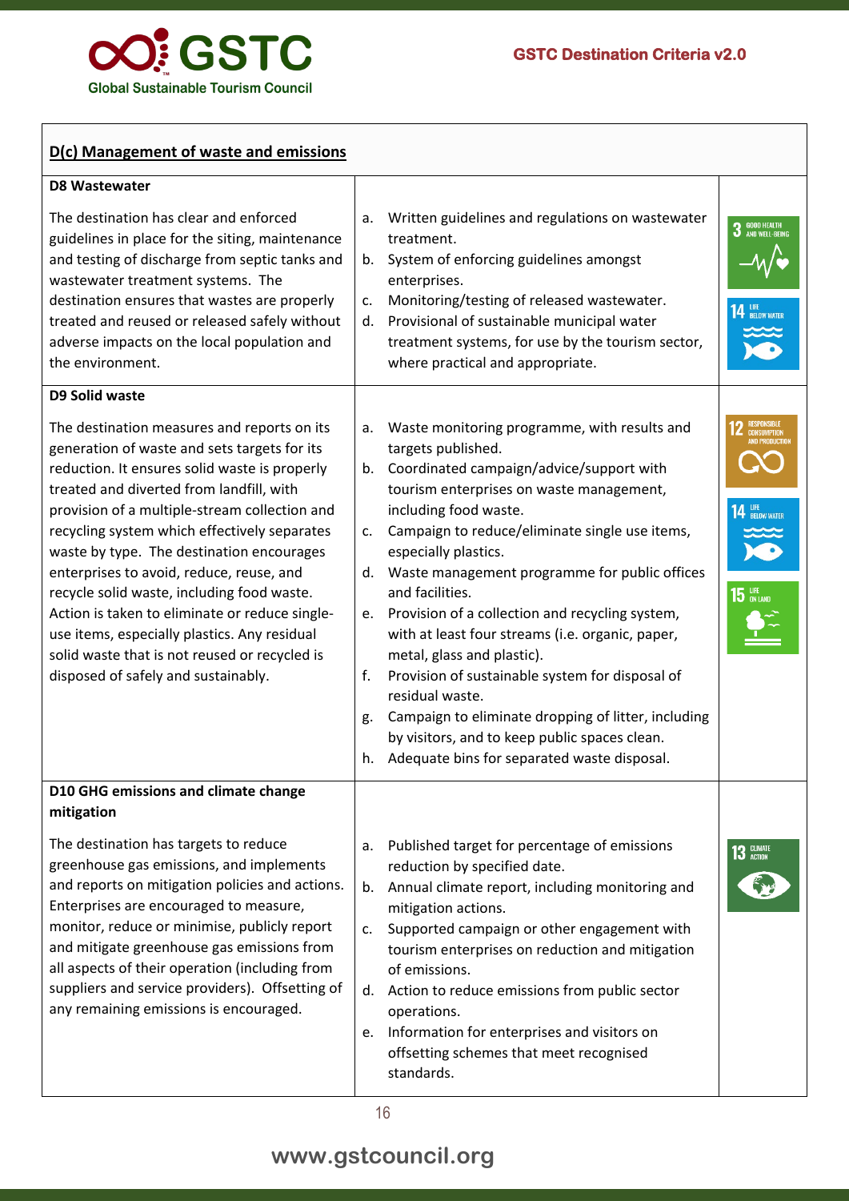## D(c) Management of waste and emissions

| Criterion | Indicators | SDGs |
|---|---|---|
| **D8 Wastewater**<br><br>The destination has clear and enforced guidelines in place for the siting, maintenance and testing of discharge from septic tanks and wastewater treatment systems. The destination ensures that wastes are properly treated and reused or released safely without adverse impacts on the local population and the environment. | a. Written guidelines and regulations on wastewater treatment.<br>b. System of enforcing guidelines amongst enterprises.<br>c. Monitoring/testing of released wastewater.<br>d. Provisional of sustainable municipal water treatment systems, for use by the tourism sector, where practical and appropriate. | 3 GOOD HEALTH AND WELL-BEING<br>14 LIFE BELOW WATER |
| **D9 Solid waste**<br><br>The destination measures and reports on its generation of waste and sets targets for its reduction. It ensures solid waste is properly treated and diverted from landfill, with provision of a multiple-stream collection and recycling system which effectively separates waste by type. The destination encourages enterprises to avoid, reduce, reuse, and recycle solid waste, including food waste. Action is taken to eliminate or reduce single-use items, especially plastics. Any residual solid waste that is not reused or recycled is disposed of safely and sustainably. | a. Waste monitoring programme, with results and targets published.<br>b. Coordinated campaign/advice/support with tourism enterprises on waste management, including food waste.<br>c. Campaign to reduce/eliminate single use items, especially plastics.<br>d. Waste management programme for public offices and facilities.<br>e. Provision of a collection and recycling system, with at least four streams (i.e. organic, paper, metal, glass and plastic).<br>f. Provision of sustainable system for disposal of residual waste.<br>g. Campaign to eliminate dropping of litter, including by visitors, and to keep public spaces clean.<br>h. Adequate bins for separated waste disposal. | 12 RESPONSIBLE CONSUMPTION AND PRODUCTION<br>14 LIFE BELOW WATER<br>15 LIFE ON LAND |
| **D10 GHG emissions and climate change mitigation**<br><br>The destination has targets to reduce greenhouse gas emissions, and implements and reports on mitigation policies and actions. Enterprises are encouraged to measure, monitor, reduce or minimise, publicly report and mitigate greenhouse gas emissions from all aspects of their operation (including from suppliers and service providers). Offsetting of any remaining emissions is encouraged. | a. Published target for percentage of emissions reduction by specified date.<br>b. Annual climate report, including monitoring and mitigation actions.<br>c. Supported campaign or other engagement with tourism enterprises on reduction and mitigation of emissions.<br>d. Action to reduce emissions from public sector operations.<br>e. Information for enterprises and visitors on offsetting schemes that meet recognised standards. | 13 CLIMATE ACTION |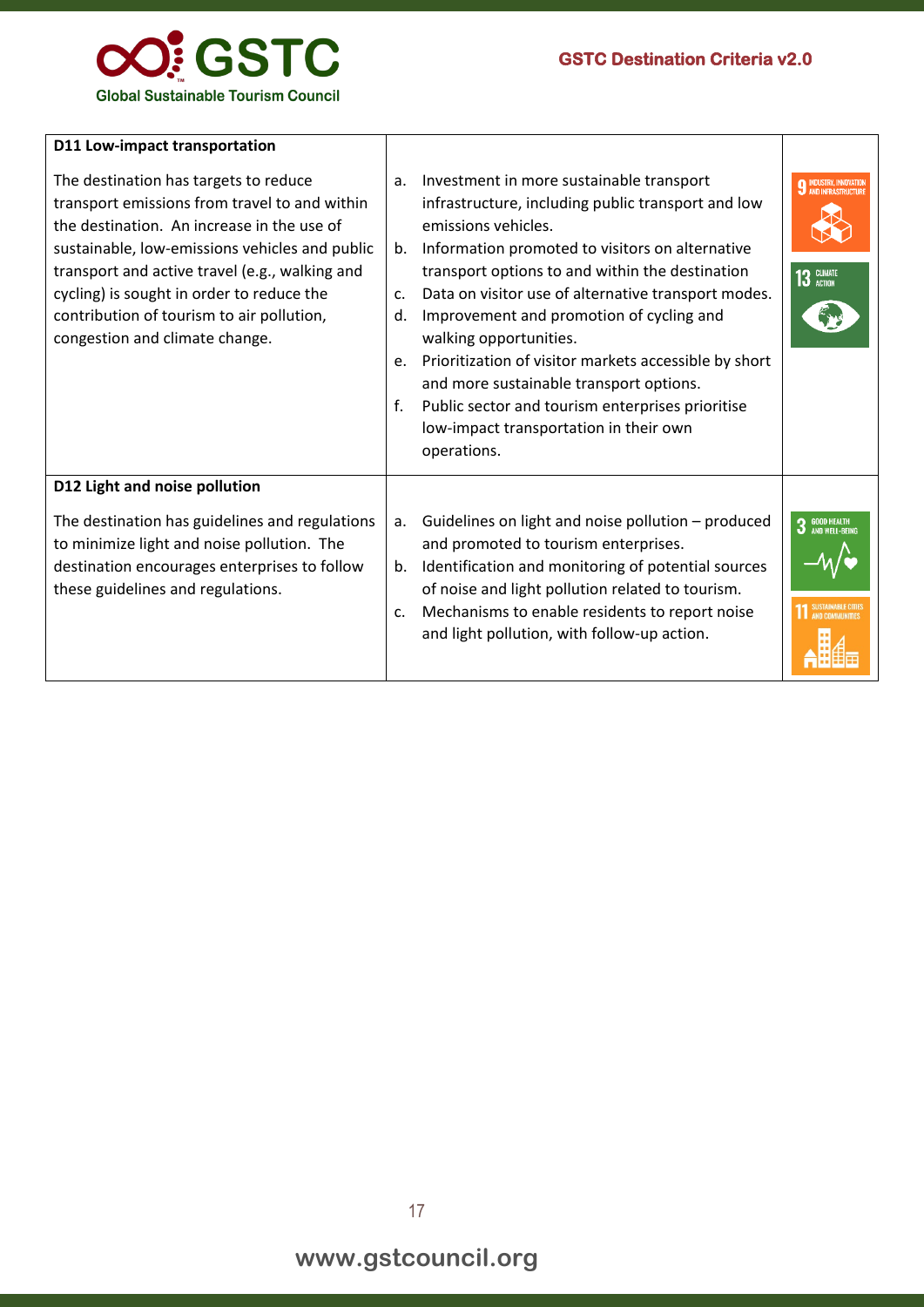| | | |
|---|---|---|
| **D11 Low-impact transportation**<br><br>The destination has targets to reduce transport emissions from travel to and within the destination. An increase in the use of sustainable, low-emissions vehicles and public transport and active travel (e.g., walking and cycling) is sought in order to reduce the contribution of tourism to air pollution, congestion and climate change. | a. Investment in more sustainable transport infrastructure, including public transport and low emissions vehicles.<br>b. Information promoted to visitors on alternative transport options to and within the destination<br>c. Data on visitor use of alternative transport modes.<br>d. Improvement and promotion of cycling and walking opportunities.<br>e. Prioritization of visitor markets accessible by short and more sustainable transport options.<br>f. Public sector and tourism enterprises prioritise low-impact transportation in their own operations. | 9 INDUSTRY, INNOVATION AND INFRASTRUCTURE<br>13 CLIMATE ACTION |
| **D12 Light and noise pollution**<br><br>The destination has guidelines and regulations to minimize light and noise pollution. The destination encourages enterprises to follow these guidelines and regulations. | a. Guidelines on light and noise pollution – produced and promoted to tourism enterprises.<br>b. Identification and monitoring of potential sources of noise and light pollution related to tourism.<br>c. Mechanisms to enable residents to report noise and light pollution, with follow-up action. | 3 GOOD HEALTH AND WELL-BEING<br>11 SUSTAINABLE CITIES AND COMMUNITIES |